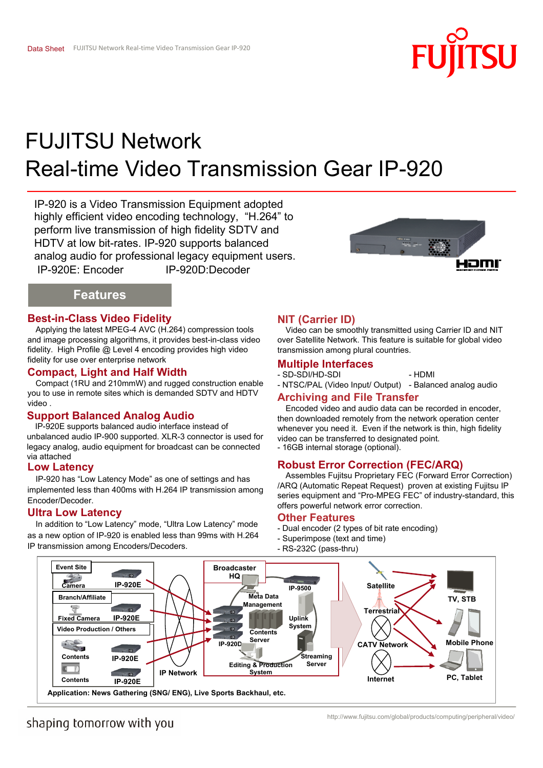# FUJITSU Network
# Real-time Video Transmission Gear IP-920

IP-920 is a Video Transmission Equipment adopted highly efficient video encoding technology, "H.264" to perform live transmission of high fidelity SDTV and HDTV at low bit-rates. IP-920 supports balanced analog audio for professional legacy equipment users.
IP-920E: Encoder IP-920D:Decoder

## Features

### Best-in-Class Video Fidelity

Applying the latest MPEG-4 AVC (H.264) compression tools and image processing algorithms, it provides best-in-class video fidelity. High Profile @ Level 4 encoding provides high video fidelity for use over enterprise network

### Compact, Light and Half Width

Compact (1RU and 210mmW) and rugged construction enable you to use in remote sites which is demanded SDTV and HDTV video .

### Support Balanced Analog Audio

IP-920E supports balanced audio interface instead of unbalanced audio IP-900 supported. XLR-3 connector is used for legacy analog, audio equipment for broadcast can be connected via attached

### Low Latency

IP-920 has "Low Latency Mode" as one of settings and has implemented less than 400ms with H.264 IP transmission among Encoder/Decoder.

### Ultra Low Latency

In addition to "Low Latency" mode, "Ultra Low Latency" mode as a new option of IP-920 is enabled less than 99ms with H.264 IP transmission among Encoders/Decoders.

### NIT (Carrier ID)

Video can be smoothly transmitted using Carrier ID and NIT over Satellite Network. This feature is suitable for global video transmission among plural countries.

### Multiple Interfaces

- SD-SDI/HD-SDI
- NTSC/PAL (Video Input/ Output)
- HDMI
- Balanced analog audio

### Archiving and File Transfer

Encoded video and audio data can be recorded in encoder, then downloaded remotely from the network operation center whenever you need it. Even if the network is thin, high fidelity video can be transferred to designated point.
- 16GB internal storage (optional).

### Robust Error Correction (FEC/ARQ)

Assembles Fujitsu Proprietary FEC (Forward Error Correction) /ARQ (Automatic Repeat Request) proven at existing Fujitsu IP series equipment and "Pro-MPEG FEC" of industry-standard, this offers powerful network error correction.

### Other Features

- Dual encoder (2 types of bit rate encoding)
- Superimpose (text and time)
- RS-232C (pass-thru)

Application: News Gathering (SNG/ ENG), Live Sports Backhaul, etc.

shaping tomorrow with you

http://www.fujitsu.com/global/products/computing/peripheral/video/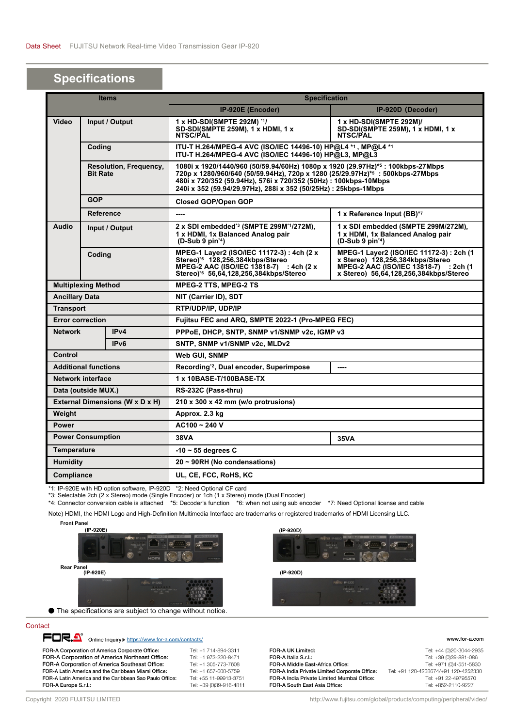## Specifications

| Items | | | Specification | |
|---|---|---|---|---|
| | | | IP-920E (Encoder) | IP-920D (Decoder) |
| Video | Input / Output | | 1 x HD-SDI(SMPTE 292M) *1/ SD-SDI(SMPTE 259M), 1 x HDMI, 1 x NTSC/PAL | 1 x HD-SDI(SMPTE 292M)/ SD-SDI(SMPTE 259M), 1 x HDMI, 1 x NTSC/PAL |
| | Coding | | ITU-T H.264/MPEG-4 AVC (ISO/IEC 14496-10) HP@L4 *1 , MP@L4 *1<br>ITU-T H.264/MPEG-4 AVC (ISO/IEC 14496-10) HP@L3, MP@L3 | |
| | Resolution, Frequency, Bit Rate | | 1080i x 1920/1440/960 (50/59.94/60Hz) 1080p x 1920 (29.97Hz)*5 : 100kbps-27Mbps<br>720p x 1280/960/640 (50/59.94Hz), 720p x 1280 (25/29.97Hz)*5 : 500kbps-27Mbps<br>480i x 720/352 (59.94Hz), 576i x 720/352 (50Hz) : 100kbps-10Mbps<br>240i x 352 (59.94/29.97Hz), 288i x 352 (50/25Hz) : 25kbps-1Mbps | |
| | GOP | | Closed GOP/Open GOP | |
| | Reference | | ---- | 1 x Reference Input (BB)*7 |
| Audio | Input / Output | | 2 x SDI embedded*3 (SMPTE 299M*1/272M), 1 x HDMI, 1x Balanced Analog pair (D-Sub 9 pin*4) | 1 x SDI embedded (SMPTE 299M/272M), 1 x HDMI, 1x Balanced Analog pair (D-Sub 9 pin*4) |
| | Coding | | MPEG-1 Layer2 (ISO/IEC 11172-3) : 4ch (2 x Stereo)*6 128,256,384kbps/Stereo<br>MPEG-2 AAC (ISO/IEC 13818-7) : 4ch (2 x Stereo)*6 56,64,128,256,384kbps/Stereo | MPEG-1 Layer2 (ISO/IEC 11172-3) : 2ch (1 x Stereo) 128,256,384kbps/Stereo<br>MPEG-2 AAC (ISO/IEC 13818-7) : 2ch (1 x Stereo) 56,64,128,256,384kbps/Stereo |
| Multiplexing Method | | | MPEG-2 TTS, MPEG-2 TS | |
| Ancillary Data | | | NIT (Carrier ID), SDT | |
| Transport | | | RTP/UDP/IP, UDP/IP | |
| Error correction | | | Fujitsu FEC and ARQ, SMPTE 2022-1 (Pro-MPEG FEC) | |
| Network | | IPv4 | PPPoE, DHCP, SNTP, SNMP v1/SNMP v2c, IGMP v3 | |
| | | IPv6 | SNTP, SNMP v1/SNMP v2c, MLDv2 | |
| Control | | | Web GUI, SNMP | |
| Additional functions | | | Recording*2, Dual encoder, Superimpose | ---- |
| Network interface | | | 1 x 10BASE-T/100BASE-TX | |
| Data (outside MUX.) | | | RS-232C (Pass-thru) | |
| External Dimensions (W x D x H) | | | 210 x 300 x 42 mm (w/o protrusions) | |
| Weight | | | Approx. 2.3 kg | |
| Power | | | AC100 ~ 240 V | |
| Power Consumption | | | 38VA | 35VA |
| Temperature | | | -10 ~ 55 degrees C | |
| Humidity | | | 20 ~ 90RH (No condensations) | |
| Compliance | | | UL, CE, FCC, RoHS, KC | |

*1: IP-920E with HD option software, IP-920D *2: Need Optional CF card
*3: Selectable 2ch (2 x Stereo) mode (Single Encoder) or 1ch (1 x Stereo) mode (Dual Encoder)
*4: Connector conversion cable is attached *5: Decoder's function *6: when not using sub encoder *7: Need Optional license and cable

Note) HDMI, the HDMI Logo and High-Definition Multimedia Interface are trademarks or registered trademarks of HDMI Licensing LLC.

Front Panel
(IP-920E)

(IP-920D)

Rear Panel
(IP-920E)

(IP-920D)

● The specifications are subject to change without notice.

Contact

FOR-A Online Inquiry ▶ https://www.for-a.com/contacts/

www.for-a.com

| | | | |
|---|---|---|---|
| FOR-A Corporation of America Corporate Office: | Tel: +1 714-894-3311 | FOR-A UK Limited: | Tel: +44 (0)20-3044-2935 |
| FOR-A Corporation of America Northeast Office: | Tel: +1 973-220-8471 | FOR-A Italia S.r.l.: | Tel: +39 (0)39-881-086 |
| FOR-A Corporation of America Southeast Office: | Tel: +1 305-773-7608 | FOR-A Middle East-Africa Office: | Tel: +971 (0)4-551-5830 |
| FOR-A Latin America and the Caribbean Miami Office: | Tel: +1 657-600-5759 | FOR-A India Private Limited Corporate Office: | Tel: +91 120-4238674/+91 120-4252330 |
| FOR-A Latin America and the Caribbean Sao Paulo Office: | Tel: +55 11-99913-3751 | FOR-A India Private Limited Mumbai Office: | Tel: +91 22-49795570 |
| FOR-A Europe S.r.l.: | Tel: +39 (0)39-916-4811 | FOR-A South East Asia Office: | Tel: +852-2110-9227 |

Copyright 2020 FUJITSU LIMITED

http://www.fujitsu.com/global/products/computing/peripheral/video/